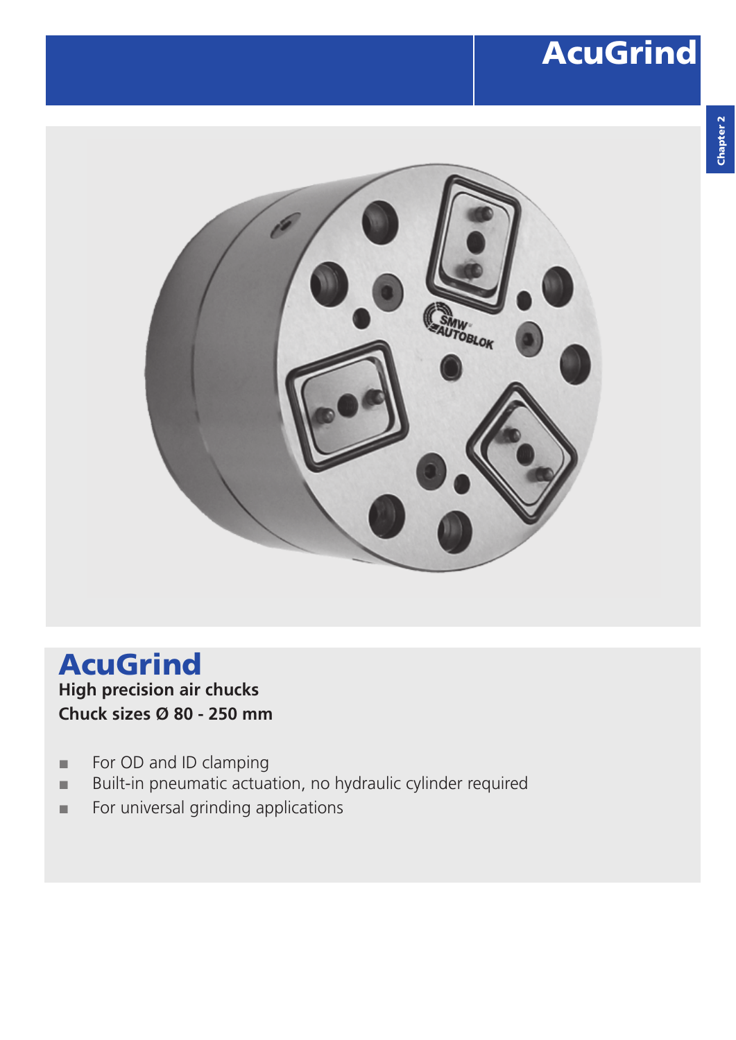# AcuGrind

## AcuGrind

**High precision air chucks**
**Chuck sizes Ø 80 - 250 mm**

- For OD and ID clamping
- Built-in pneumatic actuation, no hydraulic cylinder required
- For universal grinding applications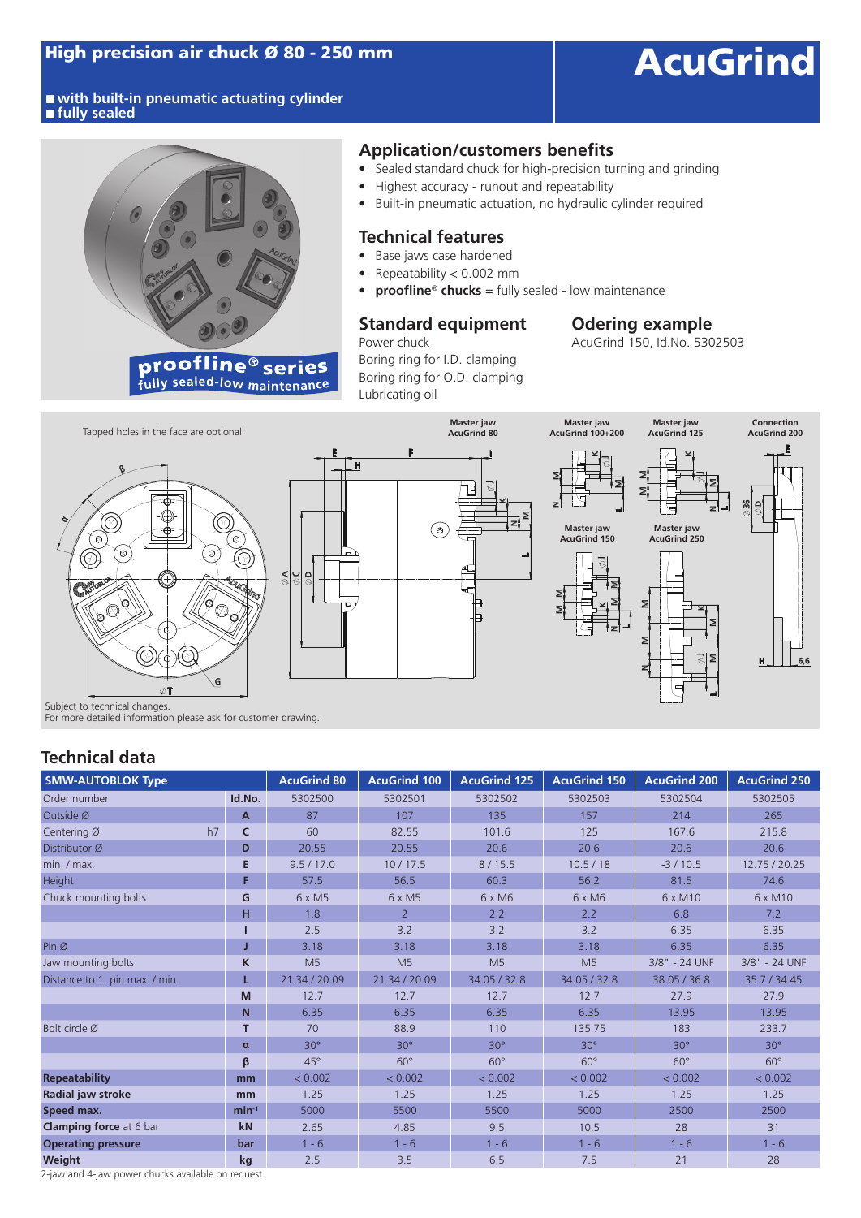# High precision air chuck Ø 80 - 250 mm

# AcuGrind

- with built-in pneumatic actuating cylinder
- fully sealed

proofline® series
fully sealed-low maintenance

## Application/customers benefits

- Sealed standard chuck for high-precision turning and grinding
- Highest accuracy - runout and repeatability
- Built-in pneumatic actuation, no hydraulic cylinder required

## Technical features

- Base jaws case hardened
- Repeatability < 0.002 mm
- **proofline® chucks** = fully sealed - low maintenance

## Standard equipment

Power chuck
Boring ring for I.D. clamping
Boring ring for O.D. clamping
Lubricating oil

## Odering example

AcuGrind 150, Id.No. 5302503

Tapped holes in the face are optional.

Master jaw AcuGrind 80 | Master jaw AcuGrind 100+200 | Master jaw AcuGrind 125 | Connection AcuGrind 200 | Master jaw AcuGrind 150 | Master jaw AcuGrind 250

Subject to technical changes.
For more detailed information please ask for customer drawing.

## Technical data

| SMW-AUTOBLOK Type | | AcuGrind 80 | AcuGrind 100 | AcuGrind 125 | AcuGrind 150 | AcuGrind 200 | AcuGrind 250 |
|---|---|---|---|---|---|---|---|
| Order number | Id.No. | 5302500 | 5302501 | 5302502 | 5302503 | 5302504 | 5302505 |
| Outside Ø | A | 87 | 107 | 135 | 157 | 214 | 265 |
| Centering Ø h7 | C | 60 | 82.55 | 101.6 | 125 | 167.6 | 215.8 |
| Distributor Ø | D | 20.55 | 20.55 | 20.6 | 20.6 | 20.6 | 20.6 |
| min. / max. | E | 9.5 / 17.0 | 10 / 17.5 | 8 / 15.5 | 10.5 / 18 | -3 / 10.5 | 12.75 / 20.25 |
| Height | F | 57.5 | 56.5 | 60.3 | 56.2 | 81.5 | 74.6 |
| Chuck mounting bolts | G | 6 x M5 | 6 x M5 | 6 x M6 | 6 x M6 | 6 x M10 | 6 x M10 |
| | H | 1.8 | 2 | 2.2 | 2.2 | 6.8 | 7.2 |
| | I | 2.5 | 3.2 | 3.2 | 3.2 | 6.35 | 6.35 |
| Pin Ø | J | 3.18 | 3.18 | 3.18 | 3.18 | 6.35 | 6.35 |
| Jaw mounting bolts | K | M5 | M5 | M5 | M5 | 3/8" - 24 UNF | 3/8" - 24 UNF |
| Distance to 1. pin max. / min. | L | 21.34 / 20.09 | 21.34 / 20.09 | 34.05 / 32.8 | 34.05 / 32.8 | 38.05 / 36.8 | 35.7 / 34.45 |
| | M | 12.7 | 12.7 | 12.7 | 12.7 | 27.9 | 27.9 |
| | N | 6.35 | 6.35 | 6.35 | 6.35 | 13.95 | 13.95 |
| Bolt circle Ø | T | 70 | 88.9 | 110 | 135.75 | 183 | 233.7 |
| | α | 30° | 30° | 30° | 30° | 30° | 30° |
| | β | 45° | 60° | 60° | 60° | 60° | 60° |
| **Repeatability** | mm | < 0.002 | < 0.002 | < 0.002 | < 0.002 | < 0.002 | < 0.002 |
| **Radial jaw stroke** | mm | 1.25 | 1.25 | 1.25 | 1.25 | 1.25 | 1.25 |
| **Speed max.** | $min^{-1}$ | 5000 | 5500 | 5500 | 5000 | 2500 | 2500 |
| **Clamping force** at 6 bar | kN | 2.65 | 4.85 | 9.5 | 10.5 | 28 | 31 |
| **Operating pressure** | bar | 1 - 6 | 1 - 6 | 1 - 6 | 1 - 6 | 1 - 6 | 1 - 6 |
| **Weight** | kg | 2.5 | 3.5 | 6.5 | 7.5 | 21 | 28 |

2-jaw and 4-jaw power chucks available on request.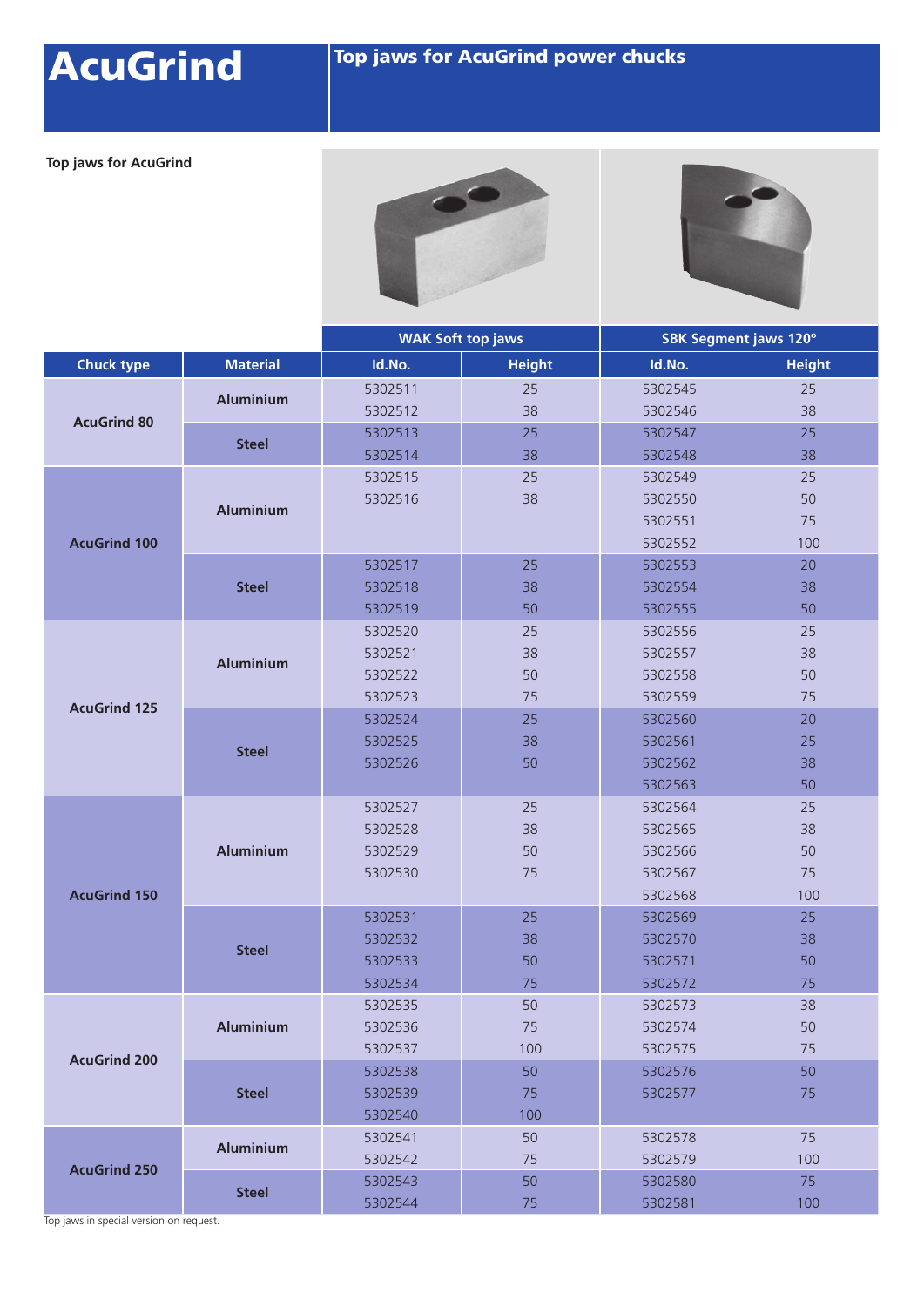# AcuGrind

## Top jaws for AcuGrind power chucks

**Top jaws for AcuGrind**

| | | WAK Soft top jaws | | SBK Segment jaws 120° | |
|---|---|---|---|---|---|
| **Chuck type** | **Material** | **Id.No.** | **Height** | **Id.No.** | **Height** |
| **AcuGrind 80** | **Aluminium** | 5302511 | 25 | 5302545 | 25 |
| | | 5302512 | 38 | 5302546 | 38 |
| | **Steel** | 5302513 | 25 | 5302547 | 25 |
| | | 5302514 | 38 | 5302548 | 38 |
| **AcuGrind 100** | **Aluminium** | 5302515 | 25 | 5302549 | 25 |
| | | 5302516 | 38 | 5302550 | 50 |
| | | | | 5302551 | 75 |
| | | | | 5302552 | 100 |
| | **Steel** | 5302517 | 25 | 5302553 | 20 |
| | | 5302518 | 38 | 5302554 | 38 |
| | | 5302519 | 50 | 5302555 | 50 |
| **AcuGrind 125** | **Aluminium** | 5302520 | 25 | 5302556 | 25 |
| | | 5302521 | 38 | 5302557 | 38 |
| | | 5302522 | 50 | 5302558 | 50 |
| | | 5302523 | 75 | 5302559 | 75 |
| | **Steel** | 5302524 | 25 | 5302560 | 20 |
| | | 5302525 | 38 | 5302561 | 25 |
| | | 5302526 | 50 | 5302562 | 38 |
| | | | | 5302563 | 50 |
| **AcuGrind 150** | **Aluminium** | 5302527 | 25 | 5302564 | 25 |
| | | 5302528 | 38 | 5302565 | 38 |
| | | 5302529 | 50 | 5302566 | 50 |
| | | 5302530 | 75 | 5302567 | 75 |
| | | | | 5302568 | 100 |
| | **Steel** | 5302531 | 25 | 5302569 | 25 |
| | | 5302532 | 38 | 5302570 | 38 |
| | | 5302533 | 50 | 5302571 | 50 |
| | | 5302534 | 75 | 5302572 | 75 |
| **AcuGrind 200** | **Aluminium** | 5302535 | 50 | 5302573 | 38 |
| | | 5302536 | 75 | 5302574 | 50 |
| | | 5302537 | 100 | 5302575 | 75 |
| | **Steel** | 5302538 | 50 | 5302576 | 50 |
| | | 5302539 | 75 | 5302577 | 75 |
| | | 5302540 | 100 | | |
| **AcuGrind 250** | **Aluminium** | 5302541 | 50 | 5302578 | 75 |
| | | 5302542 | 75 | 5302579 | 100 |
| | **Steel** | 5302543 | 50 | 5302580 | 75 |
| | | 5302544 | 75 | 5302581 | 100 |

Top jaws in special version on request.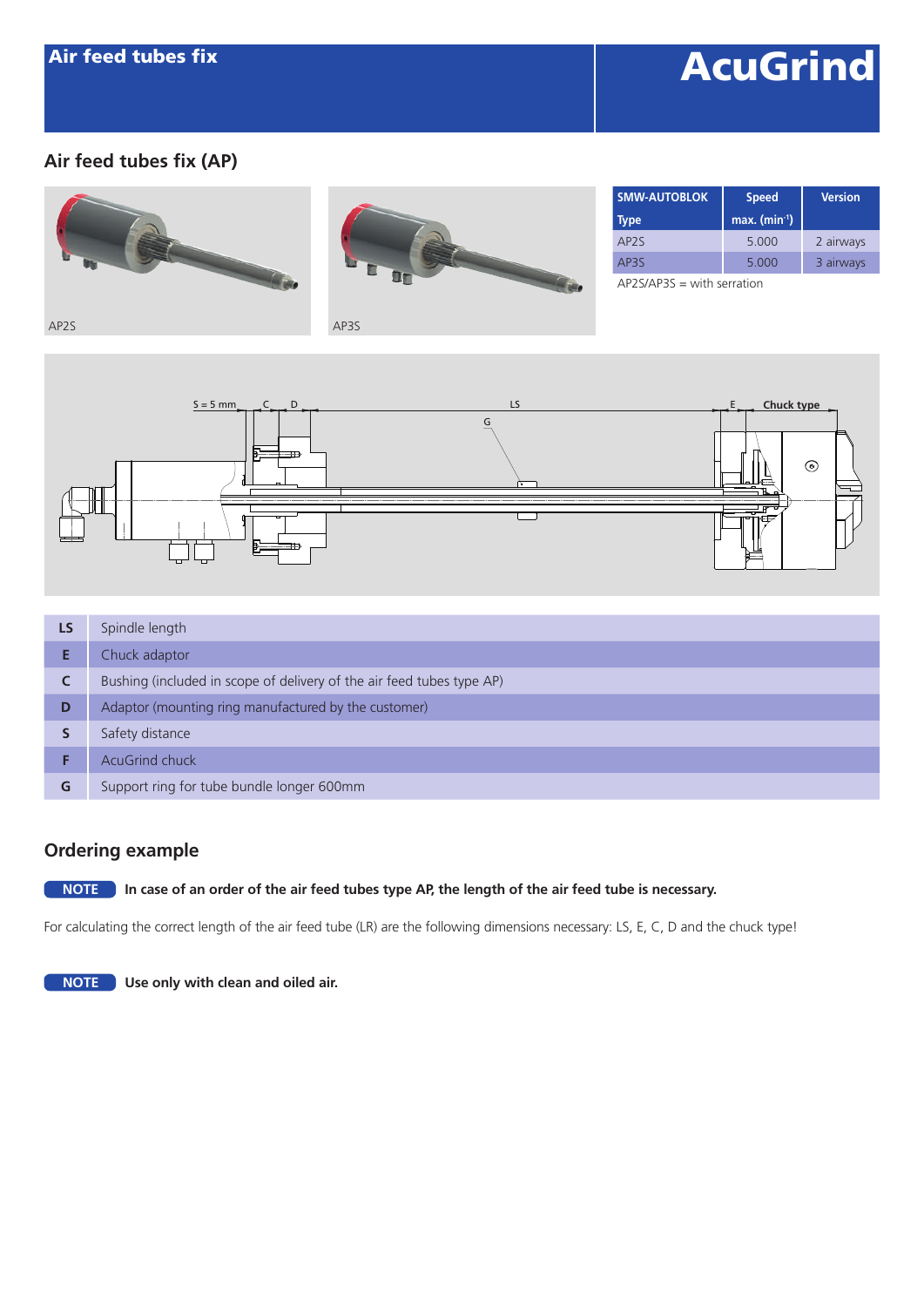# Air feed tubes fix

AcuGrind

## Air feed tubes fix (AP)

AP2S

AP3S

| SMW-AUTOBLOK Type | Speed max. (min$^{-1}$) | Version |
|---|---|---|
| AP2S | 5.000 | 2 airways |
| AP3S | 5.000 | 3 airways |

AP2S/AP3S = with serration

| | |
|---|---|
| LS | Spindle length |
| E | Chuck adaptor |
| C | Bushing (included in scope of delivery of the air feed tubes type AP) |
| D | Adaptor (mounting ring manufactured by the customer) |
| S | Safety distance |
| F | AcuGrind chuck |
| G | Support ring for tube bundle longer 600mm |

## Ordering example

**NOTE** **In case of an order of the air feed tubes type AP, the length of the air feed tube is necessary.**

For calculating the correct length of the air feed tube (LR) are the following dimensions necessary: LS, E, C, D and the chuck type!

**NOTE** **Use only with clean and oiled air.**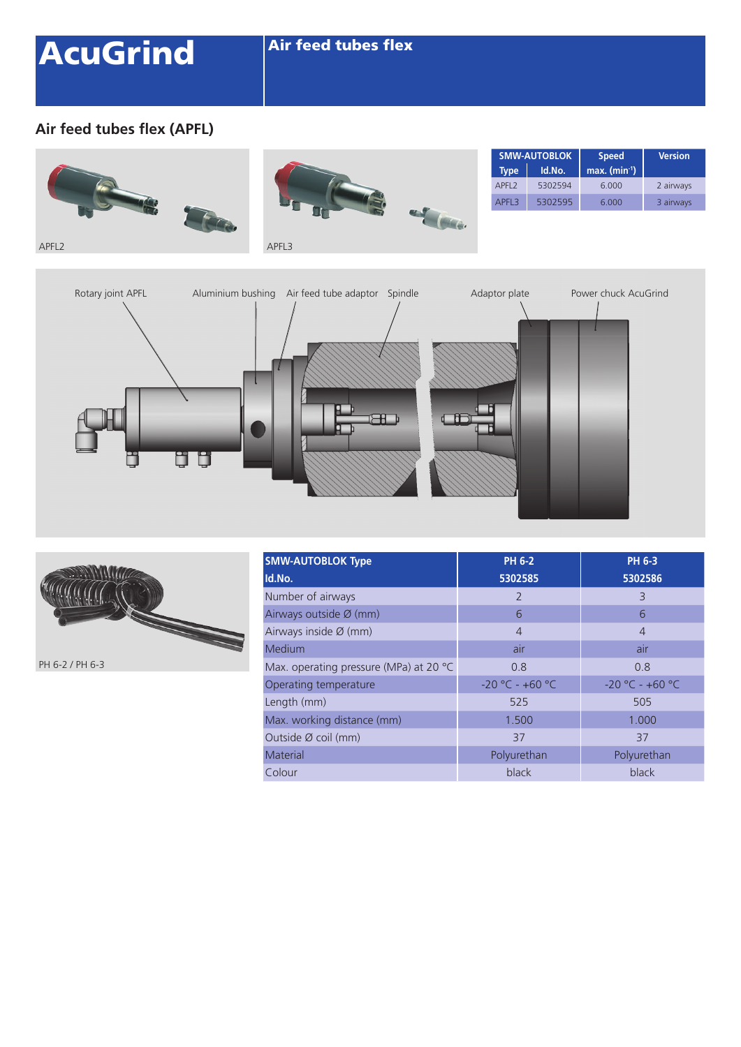# AcuGrind

## Air feed tubes flex

### Air feed tubes flex (APFL)

APFL2

APFL3

| SMW-AUTOBLOK Type | SMW-AUTOBLOK Id.No. | Speed max. ($min^{-1}$) | Version |
|---|---|---|---|
| APFL2 | 5302594 | 6.000 | 2 airways |
| APFL3 | 5302595 | 6.000 | 3 airways |

Rotary joint APFL

Aluminium bushing

Air feed tube adaptor

Spindle

Adaptor plate

Power chuck AcuGrind

PH 6-2 / PH 6-3

| SMW-AUTOBLOK Type<br>Id.No. | PH 6-2<br>5302585 | PH 6-3<br>5302586 |
|---|---|---|
| Number of airways | 2 | 3 |
| Airways outside Ø (mm) | 6 | 6 |
| Airways inside Ø (mm) | 4 | 4 |
| Medium | air | air |
| Max. operating pressure (MPa) at 20 °C | 0.8 | 0.8 |
| Operating temperature | -20 °C - +60 °C | -20 °C - +60 °C |
| Length (mm) | 525 | 505 |
| Max. working distance (mm) | 1.500 | 1.000 |
| Outside Ø coil (mm) | 37 | 37 |
| Material | Polyurethan | Polyurethan |
| Colour | black | black |